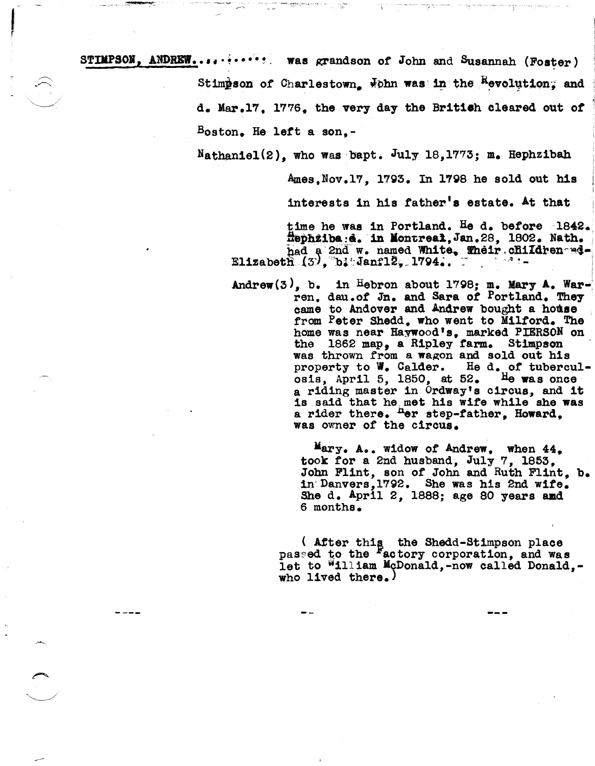**STIMPSON, ANDREW**......... was grandson of John and Susannah (Foster) Stimpson of Charlestown. John was in the Revolution, and d. Mar.17, 1776, the very day the British cleared out of Boston. He left a son,-

Nathaniel(2), who was bapt. July 18,1773; m. Hephzibah Ames, Nov.17, 1793. In 1798 he sold out his interests in his father's estate. At that time he was in Portland. He d. before 1842. Hephziba d. in Montreal, Jan.28, 1802. Nath. had a 2nd w. named White. Their children-ed-
Elizabeth (3), b. Jan12, 1794. -

Andrew(3), b. in Hebron about 1798; m. Mary A. Warren, dau.of Jn. and Sara of Portland. They came to Andover and Andrew bought a house from Peter Shedd, who went to Milford. The home was near Haywood's, marked PIERSON on the 1862 map, a Ripley farm. Stimpson was thrown from a wagon and sold out his property to W. Calder. He d. of tuberculosis, April 5, 1850, at 52. He was once a riding master in Ordway's circus, and it is said that he met his wife while she was a rider there. Her step-father, Howard, was owner of the circus.

Mary. A.. widow of Andrew, when 44, took for a 2nd husband, July 7, 1853, John Flint, son of John and Ruth Flint, b. in Danvers,1792. She was his 2nd wife. She d. April 2, 1888; age 80 years and 6 months.

( After this the Shedd-Stimpson place passed to the Factory corporation, and was let to William McDonald,-now called Donald,- who lived there.)

---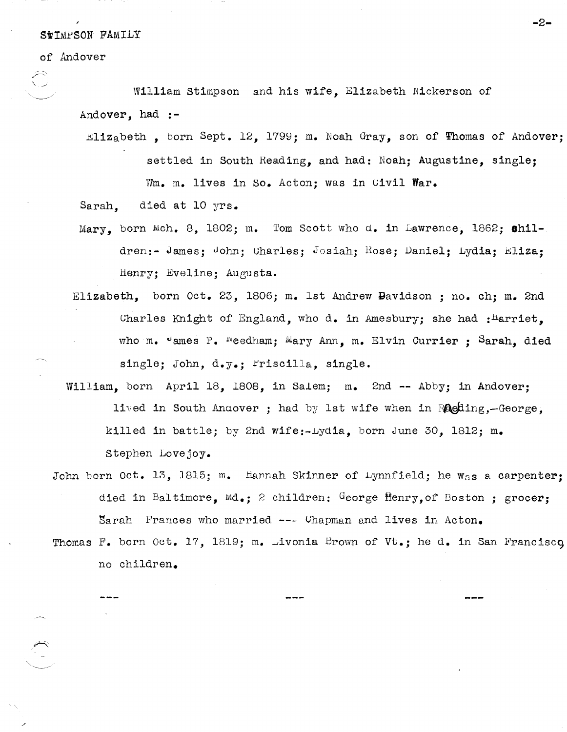STIMPSON FAMILY

of Andover

William Stimpson and his wife, Elizabeth Nickerson of Andover, had :-

Elizabeth , born Sept. 12, 1799; m. Noah Gray, son of Thomas of Andover; settled in South Reading, and had: Noah; Augustine, single; Wm. m. lives in So. Acton; was in Civil War.

Sarah, died at 10 yrs.

Mary, born Mch. 8, 1802; m. Tom Scott who d. in Lawrence, 1862; children:- James; John; Charles; Josiah; Rose; Daniel; Lydia; Eliza; Henry; Eveline; Augusta.

Elizabeth, born Oct. 23, 1806; m. 1st Andrew Davidson ; no. ch; m. 2nd Charles Knight of England, who d. in Amesbury; she had :Harriet, who m. James P. Needham; Mary Ann, m. Elvin Currier ; Sarah, died single; John, d.y.; Priscilla, single.

William, born April 18, 1808, in Salem; m. 2nd -- Abby; in Andover; lived in South Andover ; had by 1st wife when in Reading,—George, killed in battle; by 2nd wife:-Lydia, born June 30, 1812; m. Stephen Lovejoy.

John born Oct. 13, 1815; m. Hannah Skinner of Lynnfield; he was a carpenter; died in Baltimore, Md.; 2 children: George Henry, of Boston ; grocer; Sarah Frances who married --- Chapman and lives in Acton.

Thomas F. born Oct. 17, 1819; m. Livonia Brown of Vt.; he d. in San Francisco no children.

--- --- ---